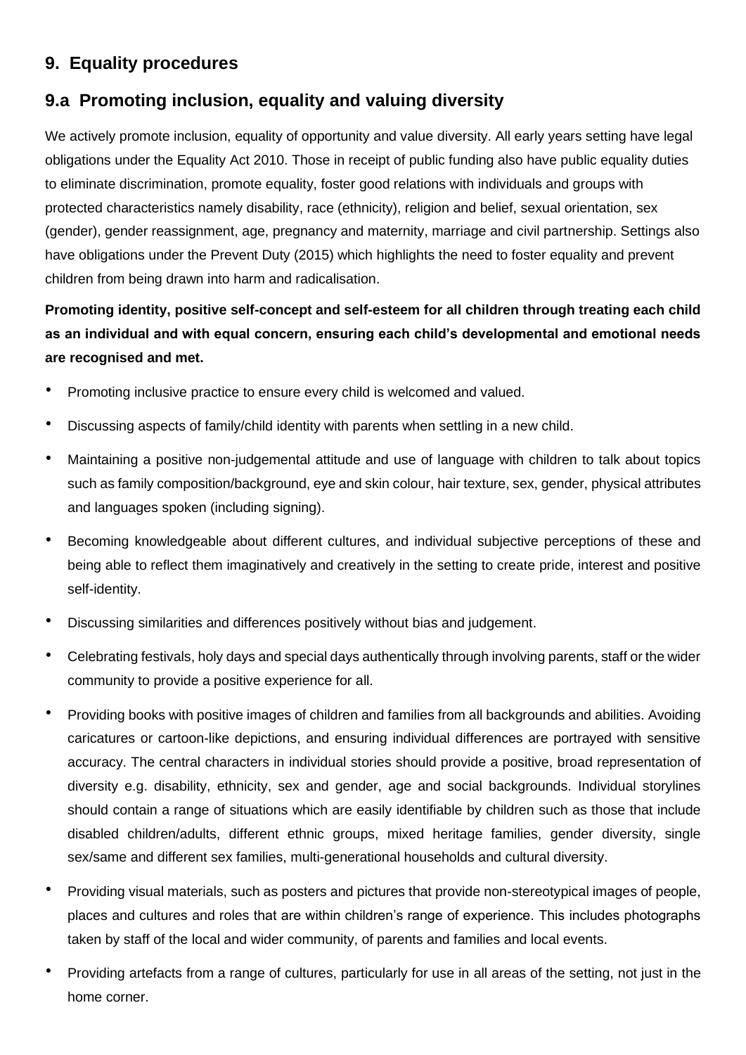# 9. Equality procedures

## 9.a Promoting inclusion, equality and valuing diversity

We actively promote inclusion, equality of opportunity and value diversity. All early years setting have legal obligations under the Equality Act 2010. Those in receipt of public funding also have public equality duties to eliminate discrimination, promote equality, foster good relations with individuals and groups with protected characteristics namely disability, race (ethnicity), religion and belief, sexual orientation, sex (gender), gender reassignment, age, pregnancy and maternity, marriage and civil partnership. Settings also have obligations under the Prevent Duty (2015) which highlights the need to foster equality and prevent children from being drawn into harm and radicalisation.

**Promoting identity, positive self-concept and self-esteem for all children through treating each child as an individual and with equal concern, ensuring each child's developmental and emotional needs are recognised and met.**

- Promoting inclusive practice to ensure every child is welcomed and valued.
- Discussing aspects of family/child identity with parents when settling in a new child.
- Maintaining a positive non-judgemental attitude and use of language with children to talk about topics such as family composition/background, eye and skin colour, hair texture, sex, gender, physical attributes and languages spoken (including signing).
- Becoming knowledgeable about different cultures, and individual subjective perceptions of these and being able to reflect them imaginatively and creatively in the setting to create pride, interest and positive self-identity.
- Discussing similarities and differences positively without bias and judgement.
- Celebrating festivals, holy days and special days authentically through involving parents, staff or the wider community to provide a positive experience for all.
- Providing books with positive images of children and families from all backgrounds and abilities. Avoiding caricatures or cartoon-like depictions, and ensuring individual differences are portrayed with sensitive accuracy. The central characters in individual stories should provide a positive, broad representation of diversity e.g. disability, ethnicity, sex and gender, age and social backgrounds. Individual storylines should contain a range of situations which are easily identifiable by children such as those that include disabled children/adults, different ethnic groups, mixed heritage families, gender diversity, single sex/same and different sex families, multi-generational households and cultural diversity.
- Providing visual materials, such as posters and pictures that provide non-stereotypical images of people, places and cultures and roles that are within children's range of experience. This includes photographs taken by staff of the local and wider community, of parents and families and local events.
- Providing artefacts from a range of cultures, particularly for use in all areas of the setting, not just in the home corner.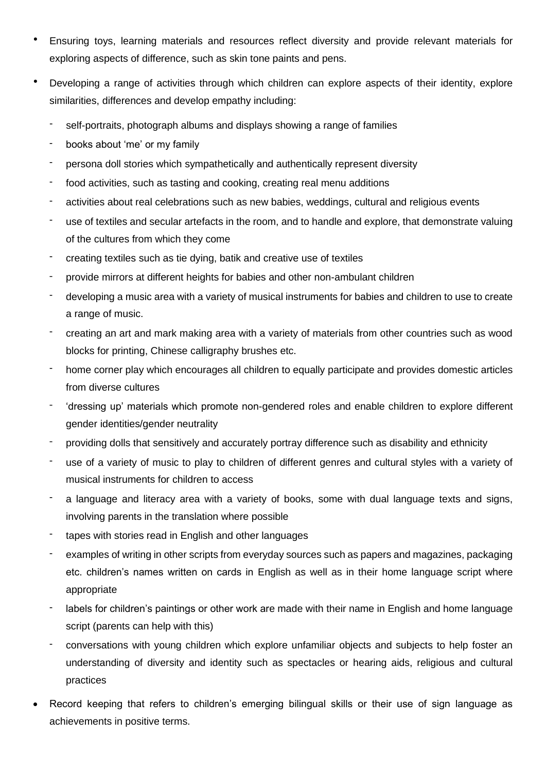- Ensuring toys, learning materials and resources reflect diversity and provide relevant materials for exploring aspects of difference, such as skin tone paints and pens.
- Developing a range of activities through which children can explore aspects of their identity, explore similarities, differences and develop empathy including:
    - self-portraits, photograph albums and displays showing a range of families
    - books about 'me' or my family
    - persona doll stories which sympathetically and authentically represent diversity
    - food activities, such as tasting and cooking, creating real menu additions
    - activities about real celebrations such as new babies, weddings, cultural and religious events
    - use of textiles and secular artefacts in the room, and to handle and explore, that demonstrate valuing of the cultures from which they come
    - creating textiles such as tie dying, batik and creative use of textiles
    - provide mirrors at different heights for babies and other non-ambulant children
    - developing a music area with a variety of musical instruments for babies and children to use to create a range of music.
    - creating an art and mark making area with a variety of materials from other countries such as wood blocks for printing, Chinese calligraphy brushes etc.
    - home corner play which encourages all children to equally participate and provides domestic articles from diverse cultures
    - 'dressing up' materials which promote non-gendered roles and enable children to explore different gender identities/gender neutrality
    - providing dolls that sensitively and accurately portray difference such as disability and ethnicity
    - use of a variety of music to play to children of different genres and cultural styles with a variety of musical instruments for children to access
    - a language and literacy area with a variety of books, some with dual language texts and signs, involving parents in the translation where possible
    - tapes with stories read in English and other languages
    - examples of writing in other scripts from everyday sources such as papers and magazines, packaging etc. children's names written on cards in English as well as in their home language script where appropriate
    - labels for children's paintings or other work are made with their name in English and home language script (parents can help with this)
    - conversations with young children which explore unfamiliar objects and subjects to help foster an understanding of diversity and identity such as spectacles or hearing aids, religious and cultural practices
- Record keeping that refers to children's emerging bilingual skills or their use of sign language as achievements in positive terms.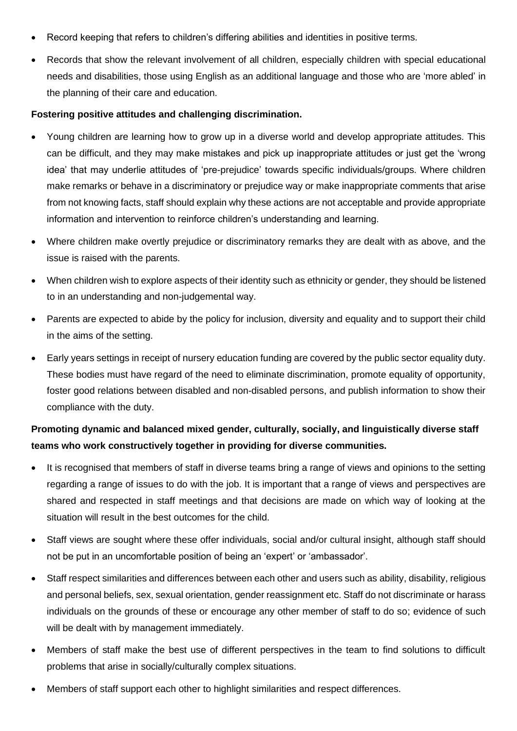- Record keeping that refers to children's differing abilities and identities in positive terms.
- Records that show the relevant involvement of all children, especially children with special educational needs and disabilities, those using English as an additional language and those who are 'more abled' in the planning of their care and education.

**Fostering positive attitudes and challenging discrimination.**

- Young children are learning how to grow up in a diverse world and develop appropriate attitudes. This can be difficult, and they may make mistakes and pick up inappropriate attitudes or just get the 'wrong idea' that may underlie attitudes of 'pre-prejudice' towards specific individuals/groups. Where children make remarks or behave in a discriminatory or prejudice way or make inappropriate comments that arise from not knowing facts, staff should explain why these actions are not acceptable and provide appropriate information and intervention to reinforce children's understanding and learning.
- Where children make overtly prejudice or discriminatory remarks they are dealt with as above, and the issue is raised with the parents.
- When children wish to explore aspects of their identity such as ethnicity or gender, they should be listened to in an understanding and non-judgemental way.
- Parents are expected to abide by the policy for inclusion, diversity and equality and to support their child in the aims of the setting.
- Early years settings in receipt of nursery education funding are covered by the public sector equality duty. These bodies must have regard of the need to eliminate discrimination, promote equality of opportunity, foster good relations between disabled and non-disabled persons, and publish information to show their compliance with the duty.

**Promoting dynamic and balanced mixed gender, culturally, socially, and linguistically diverse staff teams who work constructively together in providing for diverse communities.**

- It is recognised that members of staff in diverse teams bring a range of views and opinions to the setting regarding a range of issues to do with the job. It is important that a range of views and perspectives are shared and respected in staff meetings and that decisions are made on which way of looking at the situation will result in the best outcomes for the child.
- Staff views are sought where these offer individuals, social and/or cultural insight, although staff should not be put in an uncomfortable position of being an 'expert' or 'ambassador'.
- Staff respect similarities and differences between each other and users such as ability, disability, religious and personal beliefs, sex, sexual orientation, gender reassignment etc. Staff do not discriminate or harass individuals on the grounds of these or encourage any other member of staff to do so; evidence of such will be dealt with by management immediately.
- Members of staff make the best use of different perspectives in the team to find solutions to difficult problems that arise in socially/culturally complex situations.
- Members of staff support each other to highlight similarities and respect differences.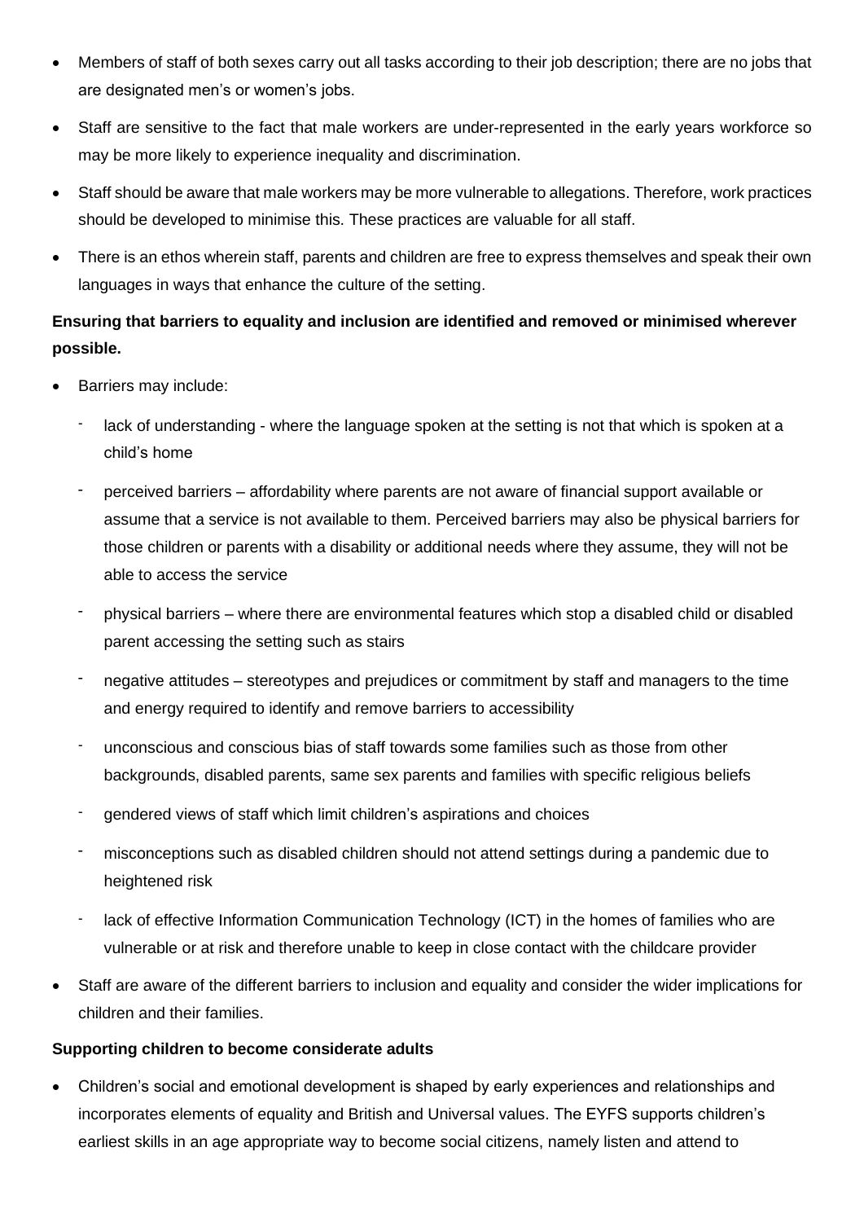- Members of staff of both sexes carry out all tasks according to their job description; there are no jobs that are designated men's or women's jobs.
- Staff are sensitive to the fact that male workers are under-represented in the early years workforce so may be more likely to experience inequality and discrimination.
- Staff should be aware that male workers may be more vulnerable to allegations. Therefore, work practices should be developed to minimise this. These practices are valuable for all staff.
- There is an ethos wherein staff, parents and children are free to express themselves and speak their own languages in ways that enhance the culture of the setting.

**Ensuring that barriers to equality and inclusion are identified and removed or minimised wherever possible.**

- Barriers may include:
  - lack of understanding - where the language spoken at the setting is not that which is spoken at a child's home
  - perceived barriers – affordability where parents are not aware of financial support available or assume that a service is not available to them. Perceived barriers may also be physical barriers for those children or parents with a disability or additional needs where they assume, they will not be able to access the service
  - physical barriers – where there are environmental features which stop a disabled child or disabled parent accessing the setting such as stairs
  - negative attitudes – stereotypes and prejudices or commitment by staff and managers to the time and energy required to identify and remove barriers to accessibility
  - unconscious and conscious bias of staff towards some families such as those from other backgrounds, disabled parents, same sex parents and families with specific religious beliefs
  - gendered views of staff which limit children's aspirations and choices
  - misconceptions such as disabled children should not attend settings during a pandemic due to heightened risk
  - lack of effective Information Communication Technology (ICT) in the homes of families who are vulnerable or at risk and therefore unable to keep in close contact with the childcare provider
- Staff are aware of the different barriers to inclusion and equality and consider the wider implications for children and their families.

**Supporting children to become considerate adults**

- Children's social and emotional development is shaped by early experiences and relationships and incorporates elements of equality and British and Universal values. The EYFS supports children's earliest skills in an age appropriate way to become social citizens, namely listen and attend to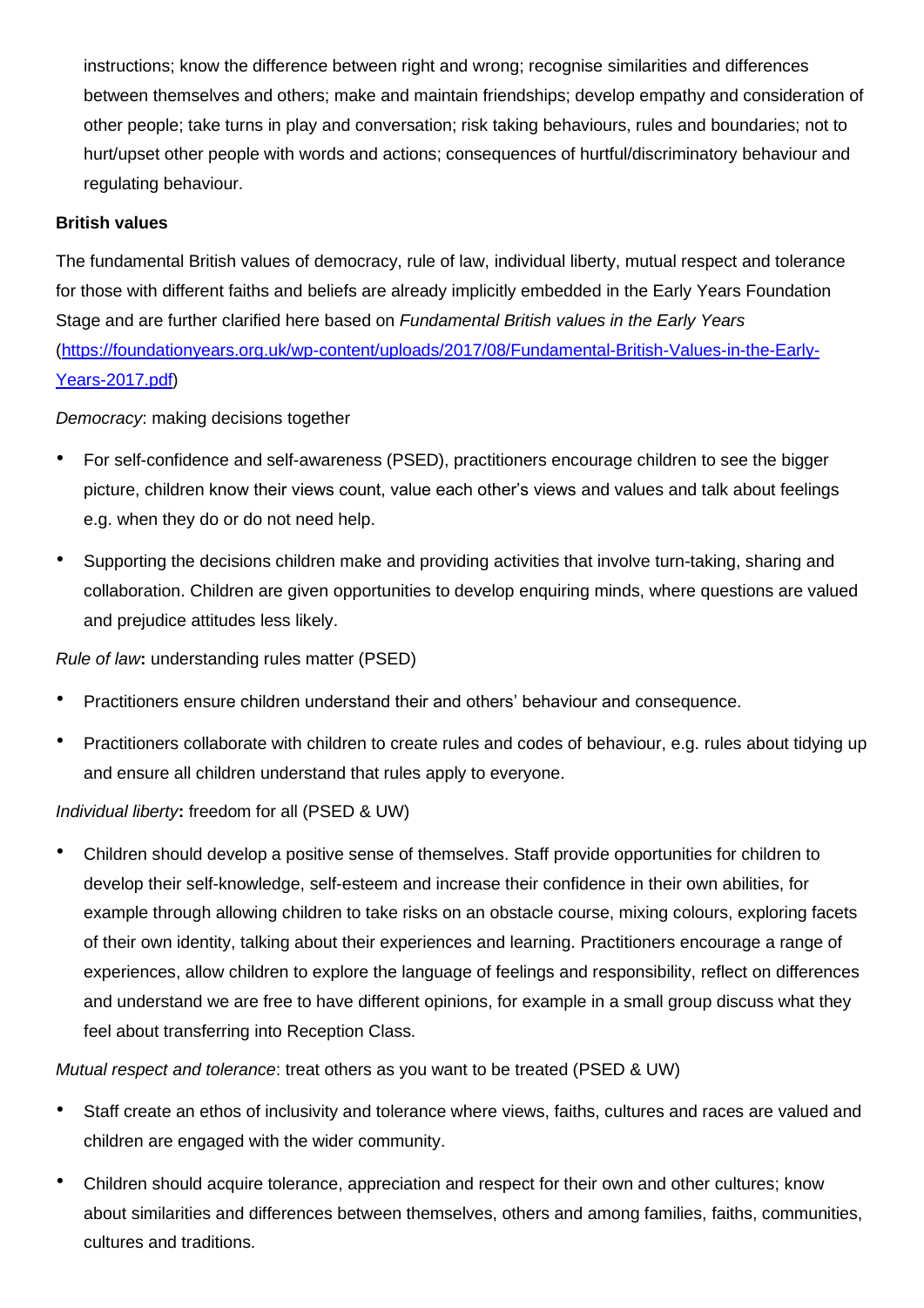instructions; know the difference between right and wrong; recognise similarities and differences between themselves and others; make and maintain friendships; develop empathy and consideration of other people; take turns in play and conversation; risk taking behaviours, rules and boundaries; not to hurt/upset other people with words and actions; consequences of hurtful/discriminatory behaviour and regulating behaviour.

**British values**

The fundamental British values of democracy, rule of law, individual liberty, mutual respect and tolerance for those with different faiths and beliefs are already implicitly embedded in the Early Years Foundation Stage and are further clarified here based on *Fundamental British values in the Early Years* ([https://foundationyears.org.uk/wp-content/uploads/2017/08/Fundamental-British-Values-in-the-Early-Years-2017.pdf](https://foundationyears.org.uk/wp-content/uploads/2017/08/Fundamental-British-Values-in-the-Early-Years-2017.pdf))

*Democracy*: making decisions together

- For self-confidence and self-awareness (PSED), practitioners encourage children to see the bigger picture, children know their views count, value each other's views and values and talk about feelings e.g. when they do or do not need help.
- Supporting the decisions children make and providing activities that involve turn-taking, sharing and collaboration. Children are given opportunities to develop enquiring minds, where questions are valued and prejudice attitudes less likely.

*Rule of law***:** understanding rules matter (PSED)

- Practitioners ensure children understand their and others' behaviour and consequence.
- Practitioners collaborate with children to create rules and codes of behaviour, e.g. rules about tidying up and ensure all children understand that rules apply to everyone.

*Individual liberty***:** freedom for all (PSED & UW)

- Children should develop a positive sense of themselves. Staff provide opportunities for children to develop their self-knowledge, self-esteem and increase their confidence in their own abilities, for example through allowing children to take risks on an obstacle course, mixing colours, exploring facets of their own identity, talking about their experiences and learning. Practitioners encourage a range of experiences, allow children to explore the language of feelings and responsibility, reflect on differences and understand we are free to have different opinions, for example in a small group discuss what they feel about transferring into Reception Class.

*Mutual respect and tolerance*: treat others as you want to be treated (PSED & UW)

- Staff create an ethos of inclusivity and tolerance where views, faiths, cultures and races are valued and children are engaged with the wider community.
- Children should acquire tolerance, appreciation and respect for their own and other cultures; know about similarities and differences between themselves, others and among families, faiths, communities, cultures and traditions.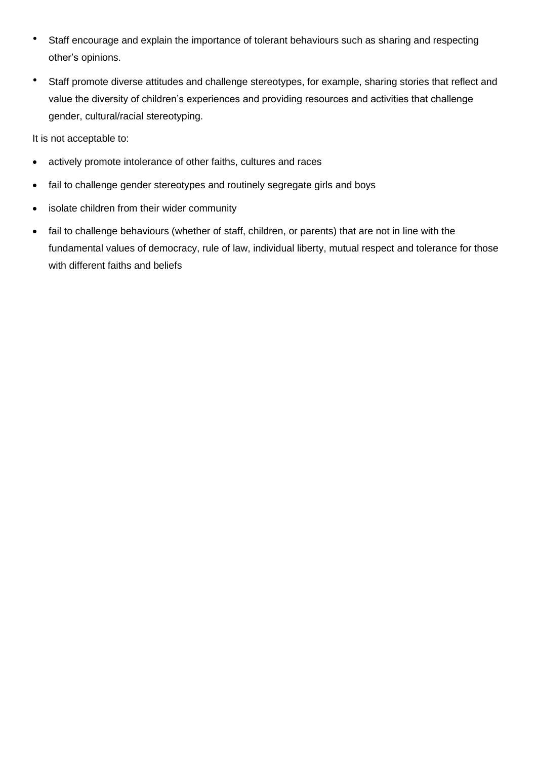- Staff encourage and explain the importance of tolerant behaviours such as sharing and respecting other's opinions.
- Staff promote diverse attitudes and challenge stereotypes, for example, sharing stories that reflect and value the diversity of children's experiences and providing resources and activities that challenge gender, cultural/racial stereotyping.

It is not acceptable to:

- actively promote intolerance of other faiths, cultures and races
- fail to challenge gender stereotypes and routinely segregate girls and boys
- isolate children from their wider community
- fail to challenge behaviours (whether of staff, children, or parents) that are not in line with the fundamental values of democracy, rule of law, individual liberty, mutual respect and tolerance for those with different faiths and beliefs